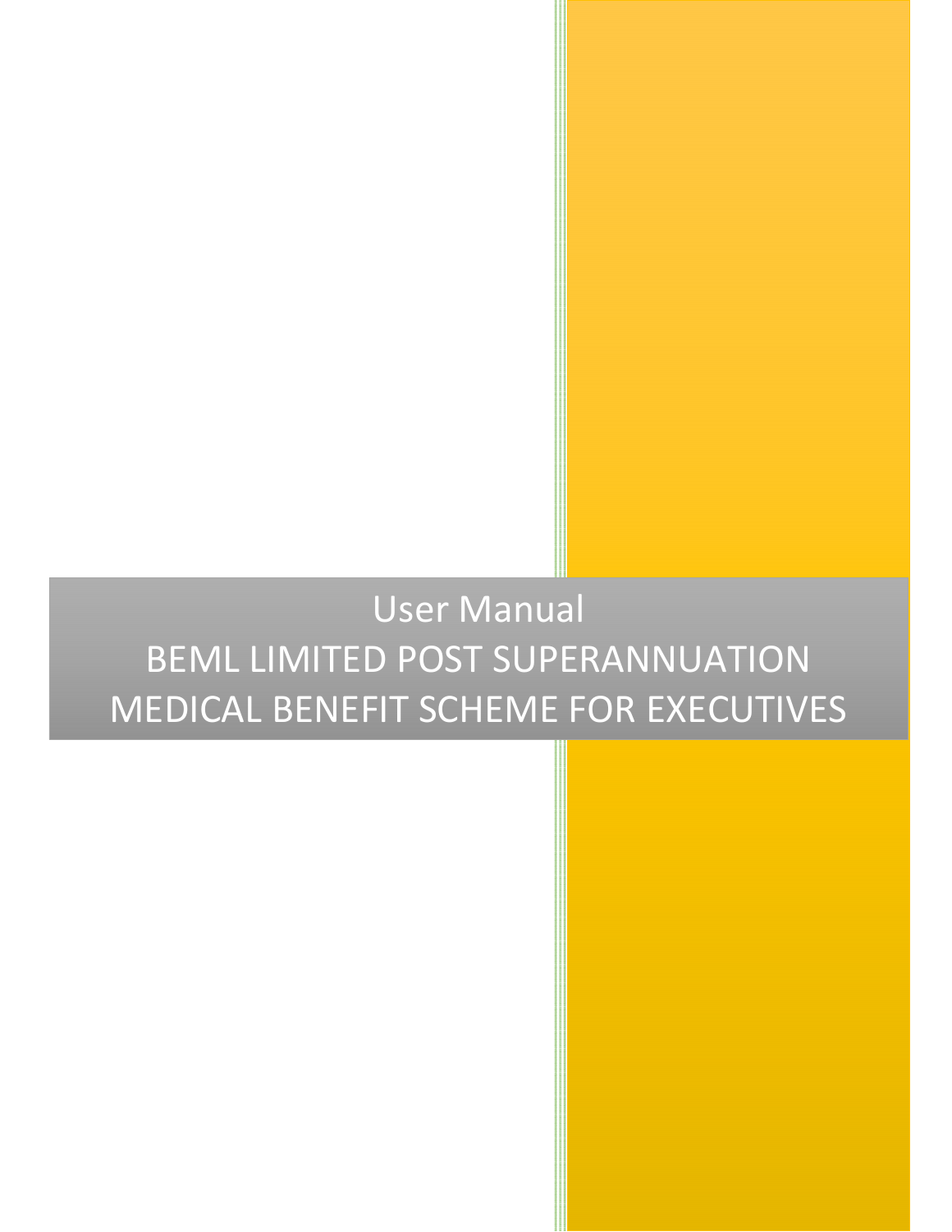# User Manual

# BEML LIMITED POST SUPERANNUATION MEDICAL BENEFIT SCHEME FOR EXECUTIVES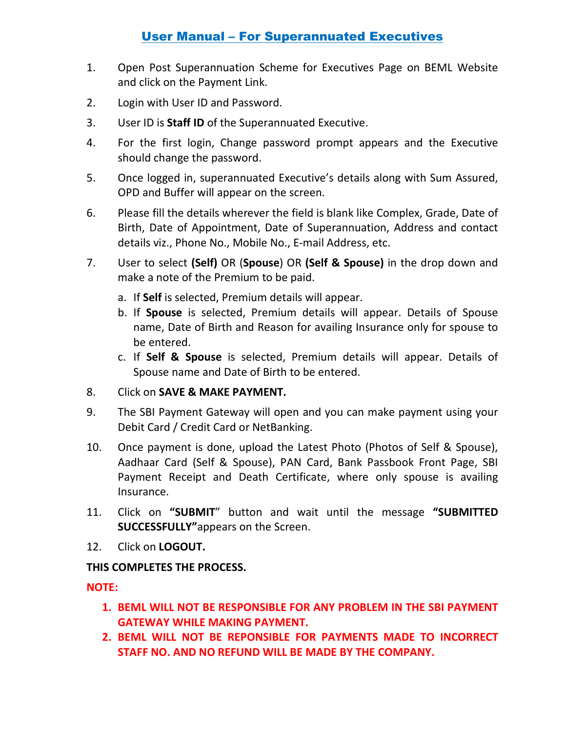# User Manual – For Superannuated Executives

1. Open Post Superannuation Scheme for Executives Page on BEML Website and click on the Payment Link.
2. Login with User ID and Password.
3. User ID is **Staff ID** of the Superannuated Executive.
4. For the first login, Change password prompt appears and the Executive should change the password.
5. Once logged in, superannuated Executive's details along with Sum Assured, OPD and Buffer will appear on the screen.
6. Please fill the details wherever the field is blank like Complex, Grade, Date of Birth, Date of Appointment, Date of Superannuation, Address and contact details viz., Phone No., Mobile No., E-mail Address, etc.
7. User to select **(Self)** OR (**Spouse**) OR **(Self & Spouse)** in the drop down and make a note of the Premium to be paid.
   a. If **Self** is selected, Premium details will appear.
   b. If **Spouse** is selected, Premium details will appear. Details of Spouse name, Date of Birth and Reason for availing Insurance only for spouse to be entered.
   c. If **Self & Spouse** is selected, Premium details will appear. Details of Spouse name and Date of Birth to be entered.
8. Click on **SAVE & MAKE PAYMENT.**
9. The SBI Payment Gateway will open and you can make payment using your Debit Card / Credit Card or NetBanking.
10. Once payment is done, upload the Latest Photo (Photos of Self & Spouse), Aadhaar Card (Self & Spouse), PAN Card, Bank Passbook Front Page, SBI Payment Receipt and Death Certificate, where only spouse is availing Insurance.
11. Click on **"SUBMIT"** button and wait until the message **"SUBMITTED SUCCESSFULLY"**appears on the Screen.
12. Click on **LOGOUT.**

**THIS COMPLETES THE PROCESS.**

**NOTE:**

1. **BEML WILL NOT BE RESPONSIBLE FOR ANY PROBLEM IN THE SBI PAYMENT GATEWAY WHILE MAKING PAYMENT.**
2. **BEML WILL NOT BE REPONSIBLE FOR PAYMENTS MADE TO INCORRECT STAFF NO. AND NO REFUND WILL BE MADE BY THE COMPANY.**